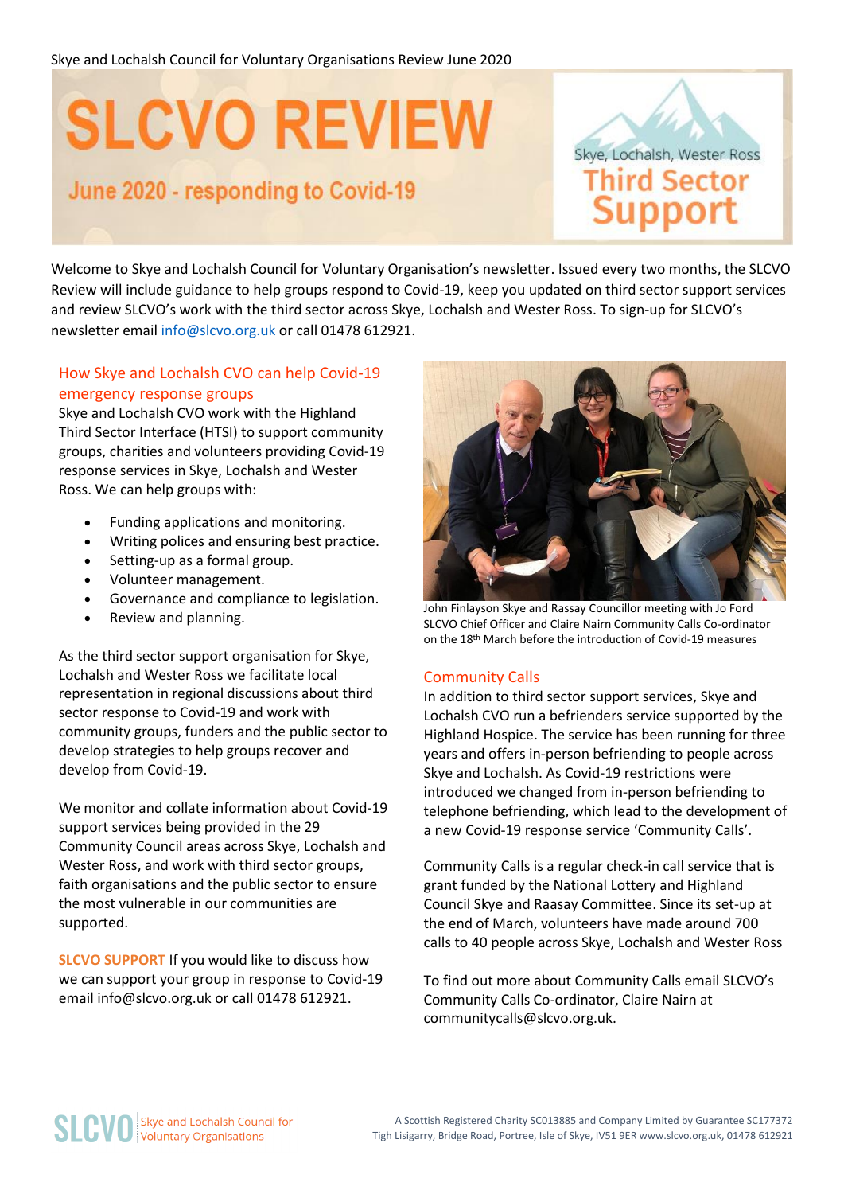Skye and Lochalsh Council for Voluntary Organisations Review June 2020

# SLCVO REVIEW

## June 2020 - responding to Covid-19

Skye, Lochalsh, Wester Ross Third Sector Support

Welcome to Skye and Lochalsh Council for Voluntary Organisation's newsletter. Issued every two months, the SLCVO Review will include guidance to help groups respond to Covid-19, keep you updated on third sector support services and review SLCVO's work with the third sector across Skye, Lochalsh and Wester Ross. To sign-up for SLCVO's newsletter email info@slcvo.org.uk or call 01478 612921.

### How Skye and Lochalsh CVO can help Covid-19 emergency response groups

Skye and Lochalsh CVO work with the Highland Third Sector Interface (HTSI) to support community groups, charities and volunteers providing Covid-19 response services in Skye, Lochalsh and Wester Ross. We can help groups with:

- Funding applications and monitoring.
- Writing polices and ensuring best practice.
- Setting-up as a formal group.
- Volunteer management.
- Governance and compliance to legislation.
- Review and planning.

As the third sector support organisation for Skye, Lochalsh and Wester Ross we facilitate local representation in regional discussions about third sector response to Covid-19 and work with community groups, funders and the public sector to develop strategies to help groups recover and develop from Covid-19.

We monitor and collate information about Covid-19 support services being provided in the 29 Community Council areas across Skye, Lochalsh and Wester Ross, and work with third sector groups, faith organisations and the public sector to ensure the most vulnerable in our communities are supported.

**SLCVO SUPPORT** If you would like to discuss how we can support your group in response to Covid-19 email info@slcvo.org.uk or call 01478 612921.

John Finlayson Skye and Rassay Councillor meeting with Jo Ford SLCVO Chief Officer and Claire Nairn Community Calls Co-ordinator on the 18th March before the introduction of Covid-19 measures

### Community Calls

In addition to third sector support services, Skye and Lochalsh CVO run a befrienders service supported by the Highland Hospice. The service has been running for three years and offers in-person befriending to people across Skye and Lochalsh. As Covid-19 restrictions were introduced we changed from in-person befriending to telephone befriending, which lead to the development of a new Covid-19 response service 'Community Calls'.

Community Calls is a regular check-in call service that is grant funded by the National Lottery and Highland Council Skye and Raasay Committee. Since its set-up at the end of March, volunteers have made around 700 calls to 40 people across Skye, Lochalsh and Wester Ross

To find out more about Community Calls email SLCVO's Community Calls Co-ordinator, Claire Nairn at communitycalls@slcvo.org.uk.

SLCVO Skye and Lochalsh Council for Voluntary Organisations

A Scottish Registered Charity SC013885 and Company Limited by Guarantee SC177372
Tigh Lisigarry, Bridge Road, Portree, Isle of Skye, IV51 9ER www.slcvo.org.uk, 01478 612921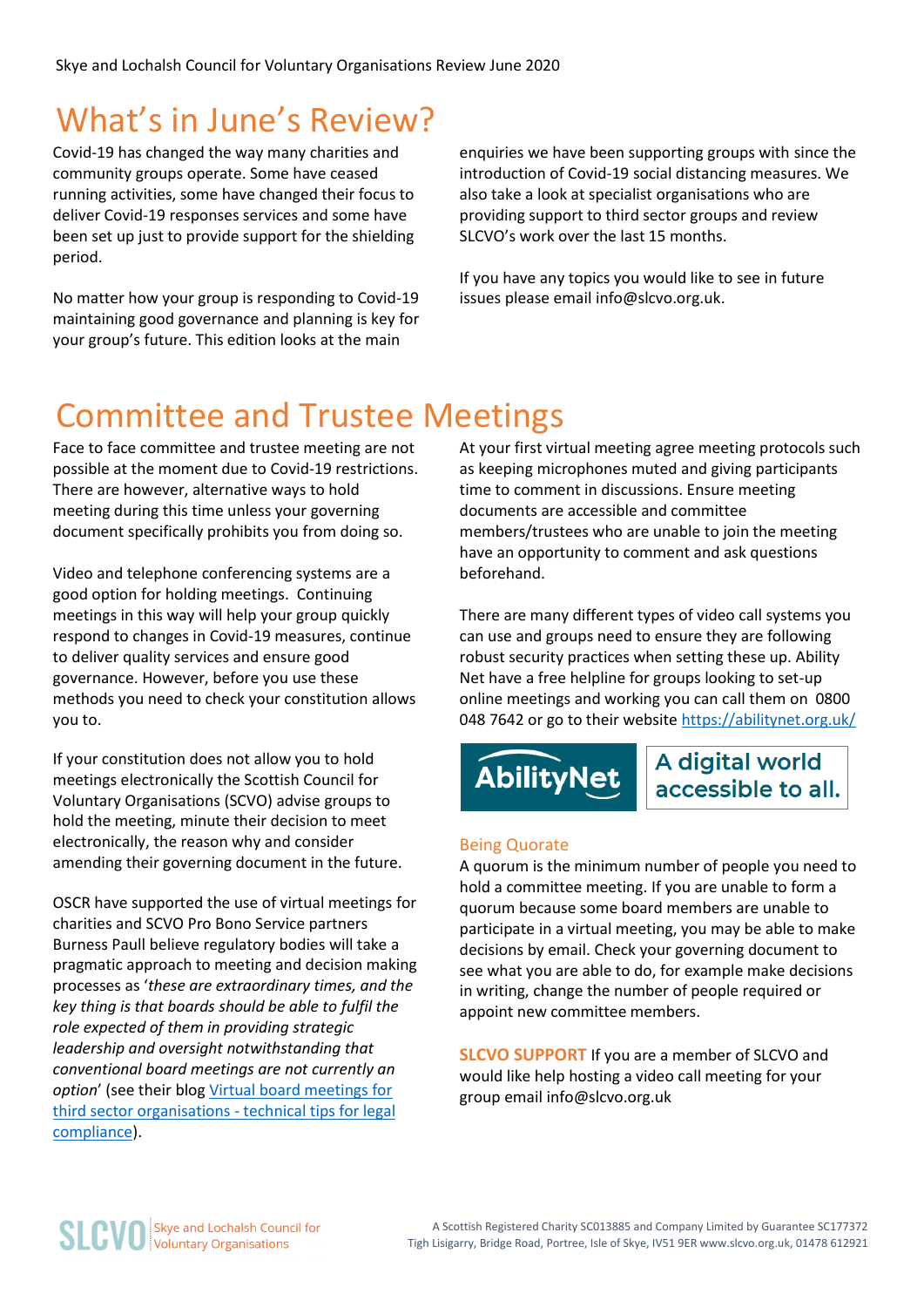# What's in June's Review?

Covid-19 has changed the way many charities and community groups operate. Some have ceased running activities, some have changed their focus to deliver Covid-19 responses services and some have been set up just to provide support for the shielding period.

No matter how your group is responding to Covid-19 maintaining good governance and planning is key for your group's future. This edition looks at the main enquiries we have been supporting groups with since the introduction of Covid-19 social distancing measures. We also take a look at specialist organisations who are providing support to third sector groups and review SLCVO's work over the last 15 months.

If you have any topics you would like to see in future issues please email info@slcvo.org.uk.

# Committee and Trustee Meetings

Face to face committee and trustee meeting are not possible at the moment due to Covid-19 restrictions. There are however, alternative ways to hold meeting during this time unless your governing document specifically prohibits you from doing so.

Video and telephone conferencing systems are a good option for holding meetings. Continuing meetings in this way will help your group quickly respond to changes in Covid-19 measures, continue to deliver quality services and ensure good governance. However, before you use these methods you need to check your constitution allows you to.

If your constitution does not allow you to hold meetings electronically the Scottish Council for Voluntary Organisations (SCVO) advise groups to hold the meeting, minute their decision to meet electronically, the reason why and consider amending their governing document in the future.

OSCR have supported the use of virtual meetings for charities and SCVO Pro Bono Service partners Burness Paull believe regulatory bodies will take a pragmatic approach to meeting and decision making processes as '*these are extraordinary times, and the key thing is that boards should be able to fulfil the role expected of them in providing strategic leadership and oversight notwithstanding that conventional board meetings are not currently an option*' (see their blog [Virtual board meetings for third sector organisations - technical tips for legal compliance]).

At your first virtual meeting agree meeting protocols such as keeping microphones muted and giving participants time to comment in discussions. Ensure meeting documents are accessible and committee members/trustees who are unable to join the meeting have an opportunity to comment and ask questions beforehand.

There are many different types of video call systems you can use and groups need to ensure they are following robust security practices when setting these up. Ability Net have a free helpline for groups looking to set-up online meetings and working you can call them on 0800 048 7642 or go to their website https://abilitynet.org.uk/

AbilityNet — A digital world accessible to all.

### Being Quorate

A quorum is the minimum number of people you need to hold a committee meeting. If you are unable to form a quorum because some board members are unable to participate in a virtual meeting, you may be able to make decisions by email. Check your governing document to see what you are able to do, for example make decisions in writing, change the number of people required or appoint new committee members.

**SLCVO SUPPORT** If you are a member of SLCVO and would like help hosting a video call meeting for your group email info@slcvo.org.uk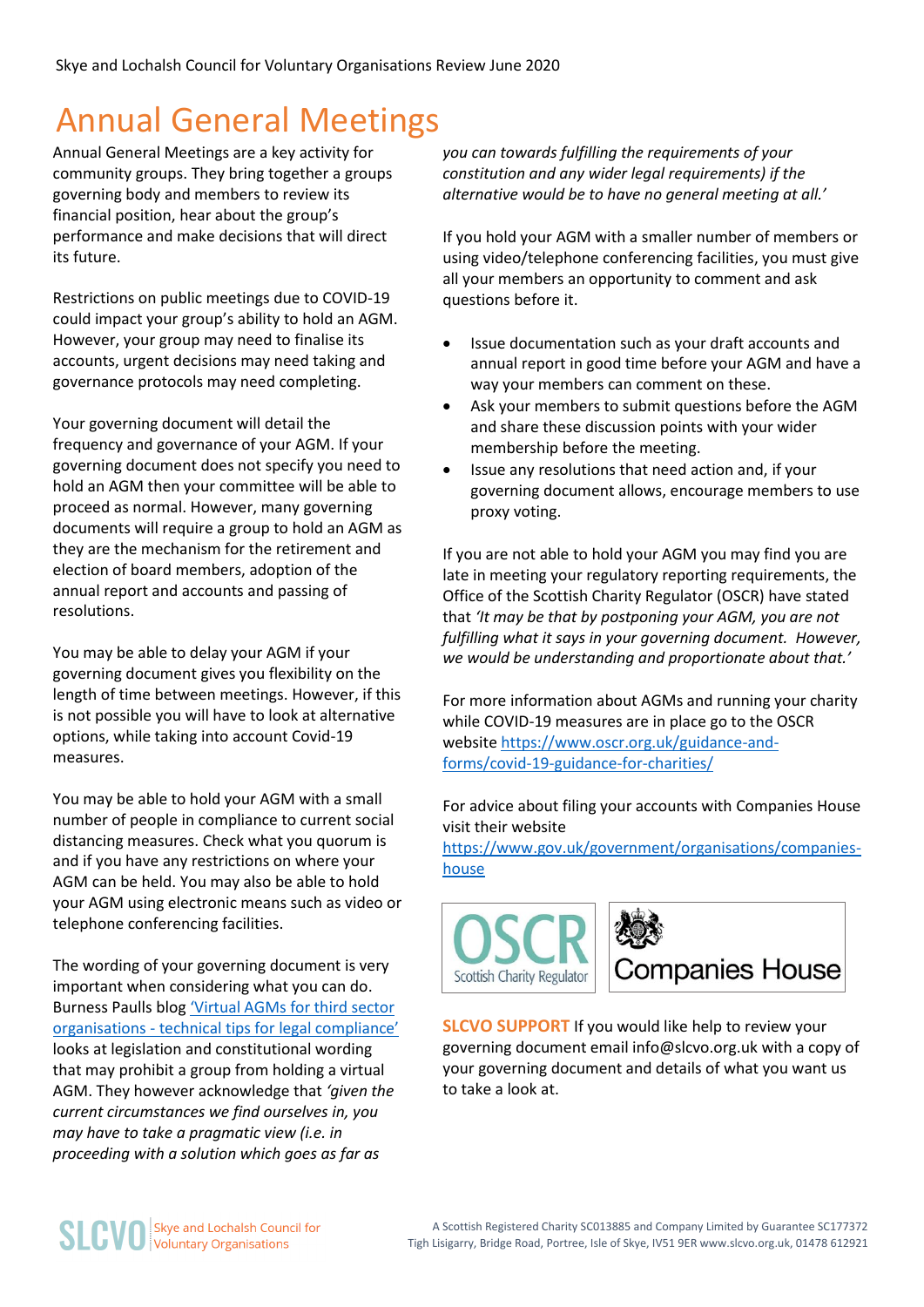# Annual General Meetings

Annual General Meetings are a key activity for community groups. They bring together a groups governing body and members to review its financial position, hear about the group's performance and make decisions that will direct its future.

Restrictions on public meetings due to COVID-19 could impact your group's ability to hold an AGM. However, your group may need to finalise its accounts, urgent decisions may need taking and governance protocols may need completing.

Your governing document will detail the frequency and governance of your AGM. If your governing document does not specify you need to hold an AGM then your committee will be able to proceed as normal. However, many governing documents will require a group to hold an AGM as they are the mechanism for the retirement and election of board members, adoption of the annual report and accounts and passing of resolutions.

You may be able to delay your AGM if your governing document gives you flexibility on the length of time between meetings. However, if this is not possible you will have to look at alternative options, while taking into account Covid-19 measures.

You may be able to hold your AGM with a small number of people in compliance to current social distancing measures. Check what you quorum is and if you have any restrictions on where your AGM can be held. You may also be able to hold your AGM using electronic means such as video or telephone conferencing facilities.

The wording of your governing document is very important when considering what you can do. Burness Paulls blog ['Virtual AGMs for third sector organisations - technical tips for legal compliance'] looks at legislation and constitutional wording that may prohibit a group from holding a virtual AGM. They however acknowledge that *'given the current circumstances we find ourselves in, you may have to take a pragmatic view (i.e. in proceeding with a solution which goes as far as you can towards fulfilling the requirements of your constitution and any wider legal requirements) if the alternative would be to have no general meeting at all.'*

If you hold your AGM with a smaller number of members or using video/telephone conferencing facilities, you must give all your members an opportunity to comment and ask questions before it.

- Issue documentation such as your draft accounts and annual report in good time before your AGM and have a way your members can comment on these.
- Ask your members to submit questions before the AGM and share these discussion points with your wider membership before the meeting.
- Issue any resolutions that need action and, if your governing document allows, encourage members to use proxy voting.

If you are not able to hold your AGM you may find you are late in meeting your regulatory reporting requirements, the Office of the Scottish Charity Regulator (OSCR) have stated that *'It may be that by postponing your AGM, you are not fulfilling what it says in your governing document. However, we would be understanding and proportionate about that.'*

For more information about AGMs and running your charity while COVID-19 measures are in place go to the OSCR website https://www.oscr.org.uk/guidance-and-forms/covid-19-guidance-for-charities/

For advice about filing your accounts with Companies House visit their website https://www.gov.uk/government/organisations/companies-house

OSCR Scottish Charity Regulator

Companies House

**SLCVO SUPPORT** If you would like help to review your governing document email info@slcvo.org.uk with a copy of your governing document and details of what you want us to take a look at.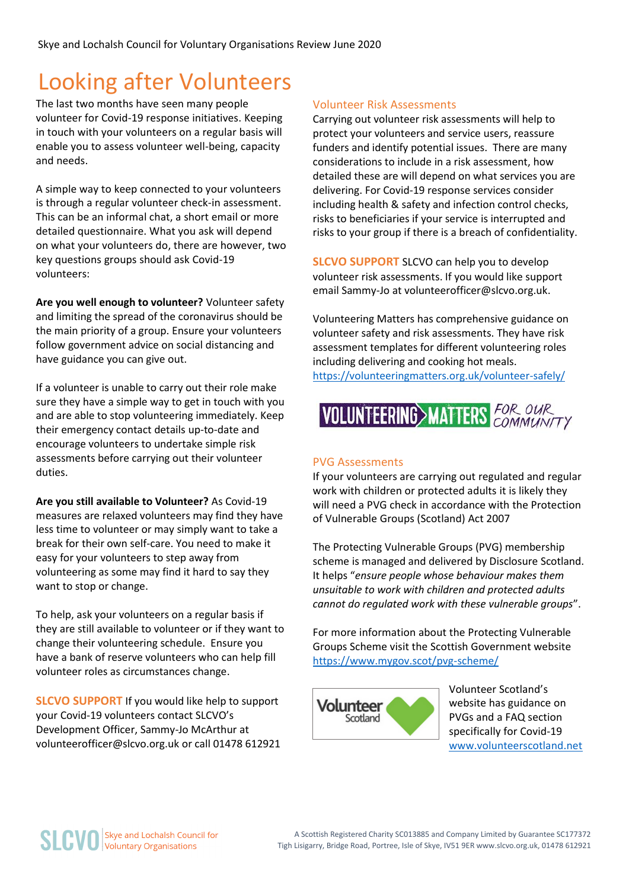# Looking after Volunteers

The last two months have seen many people volunteer for Covid-19 response initiatives. Keeping in touch with your volunteers on a regular basis will enable you to assess volunteer well-being, capacity and needs.

A simple way to keep connected to your volunteers is through a regular volunteer check-in assessment. This can be an informal chat, a short email or more detailed questionnaire. What you ask will depend on what your volunteers do, there are however, two key questions groups should ask Covid-19 volunteers:

**Are you well enough to volunteer?** Volunteer safety and limiting the spread of the coronavirus should be the main priority of a group. Ensure your volunteers follow government advice on social distancing and have guidance you can give out.

If a volunteer is unable to carry out their role make sure they have a simple way to get in touch with you and are able to stop volunteering immediately. Keep their emergency contact details up-to-date and encourage volunteers to undertake simple risk assessments before carrying out their volunteer duties.

**Are you still available to Volunteer?** As Covid-19 measures are relaxed volunteers may find they have less time to volunteer or may simply want to take a break for their own self-care. You need to make it easy for your volunteers to step away from volunteering as some may find it hard to say they want to stop or change.

To help, ask your volunteers on a regular basis if they are still available to volunteer or if they want to change their volunteering schedule. Ensure you have a bank of reserve volunteers who can help fill volunteer roles as circumstances change.

**SLCVO SUPPORT** If you would like help to support your Covid-19 volunteers contact SLCVO's Development Officer, Sammy-Jo McArthur at volunteerofficer@slcvo.org.uk or call 01478 612921

## Volunteer Risk Assessments

Carrying out volunteer risk assessments will help to protect your volunteers and service users, reassure funders and identify potential issues. There are many considerations to include in a risk assessment, how detailed these are will depend on what services you are delivering. For Covid-19 response services consider including health & safety and infection control checks, risks to beneficiaries if your service is interrupted and risks to your group if there is a breach of confidentiality.

**SLCVO SUPPORT** SLCVO can help you to develop volunteer risk assessments. If you would like support email Sammy-Jo at volunteerofficer@slcvo.org.uk.

Volunteering Matters has comprehensive guidance on volunteer safety and risk assessments. They have risk assessment templates for different volunteering roles including delivering and cooking hot meals.
https://volunteeringmatters.org.uk/volunteer-safely/

VOLUNTEERING MATTERS FOR OUR COMMUNITY

## PVG Assessments

If your volunteers are carrying out regulated and regular work with children or protected adults it is likely they will need a PVG check in accordance with the Protection of Vulnerable Groups (Scotland) Act 2007

The Protecting Vulnerable Groups (PVG) membership scheme is managed and delivered by Disclosure Scotland. It helps "*ensure people whose behaviour makes them unsuitable to work with children and protected adults cannot do regulated work with these vulnerable groups*".

For more information about the Protecting Vulnerable Groups Scheme visit the Scottish Government website https://www.mygov.scot/pvg-scheme/

Volunteer Scotland's website has guidance on PVGs and a FAQ section specifically for Covid-19
www.volunteerscotland.net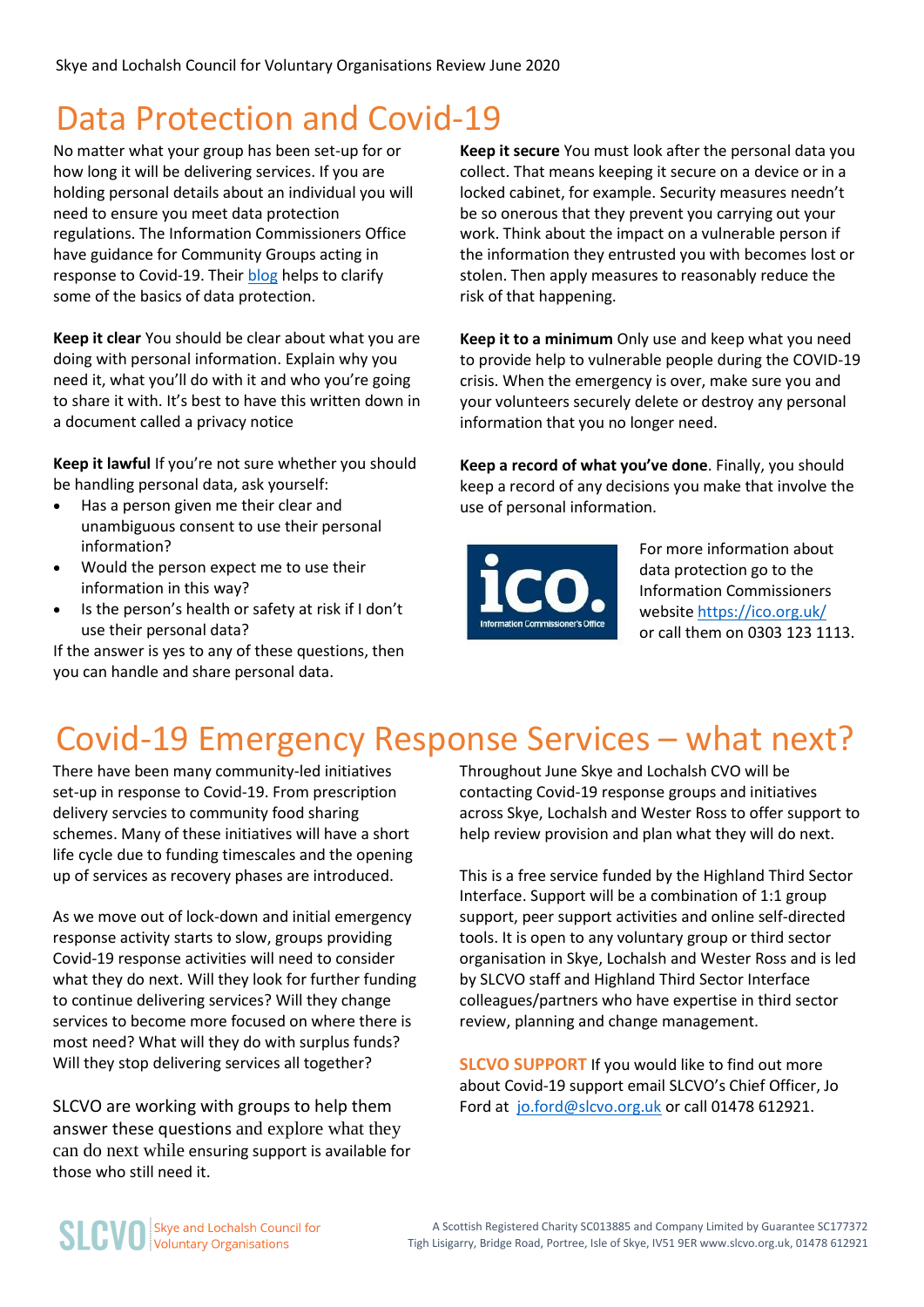# Data Protection and Covid-19

No matter what your group has been set-up for or how long it will be delivering services. If you are holding personal details about an individual you will need to ensure you meet data protection regulations. The Information Commissioners Office have guidance for Community Groups acting in response to Covid-19. Their blog helps to clarify some of the basics of data protection.

**Keep it clear** You should be clear about what you are doing with personal information. Explain why you need it, what you'll do with it and who you're going to share it with. It's best to have this written down in a document called a privacy notice

**Keep it lawful** If you're not sure whether you should be handling personal data, ask yourself:

- Has a person given me their clear and unambiguous consent to use their personal information?
- Would the person expect me to use their information in this way?
- Is the person's health or safety at risk if I don't use their personal data?

If the answer is yes to any of these questions, then you can handle and share personal data.

**Keep it secure** You must look after the personal data you collect. That means keeping it secure on a device or in a locked cabinet, for example. Security measures needn't be so onerous that they prevent you carrying out your work. Think about the impact on a vulnerable person if the information they entrusted you with becomes lost or stolen. Then apply measures to reasonably reduce the risk of that happening.

**Keep it to a minimum** Only use and keep what you need to provide help to vulnerable people during the COVID-19 crisis. When the emergency is over, make sure you and your volunteers securely delete or destroy any personal information that you no longer need.

**Keep a record of what you've done**. Finally, you should keep a record of any decisions you make that involve the use of personal information.

For more information about data protection go to the Information Commissioners website https://ico.org.uk/ or call them on 0303 123 1113.

# Covid-19 Emergency Response Services – what next?

There have been many community-led initiatives set-up in response to Covid-19. From prescription delivery servcies to community food sharing schemes. Many of these initiatives will have a short life cycle due to funding timescales and the opening up of services as recovery phases are introduced.

As we move out of lock-down and initial emergency response activity starts to slow, groups providing Covid-19 response activities will need to consider what they do next. Will they look for further funding to continue delivering services? Will they change services to become more focused on where there is most need? What will they do with surplus funds? Will they stop delivering services all together?

SLCVO are working with groups to help them answer these questions and explore what they can do next while ensuring support is available for those who still need it.

Throughout June Skye and Lochalsh CVO will be contacting Covid-19 response groups and initiatives across Skye, Lochalsh and Wester Ross to offer support to help review provision and plan what they will do next.

This is a free service funded by the Highland Third Sector Interface. Support will be a combination of 1:1 group support, peer support activities and online self-directed tools. It is open to any voluntary group or third sector organisation in Skye, Lochalsh and Wester Ross and is led by SLCVO staff and Highland Third Sector Interface colleagues/partners who have expertise in third sector review, planning and change management.

**SLCVO SUPPORT** If you would like to find out more about Covid-19 support email SLCVO's Chief Officer, Jo Ford at jo.ford@slcvo.org.uk or call 01478 612921.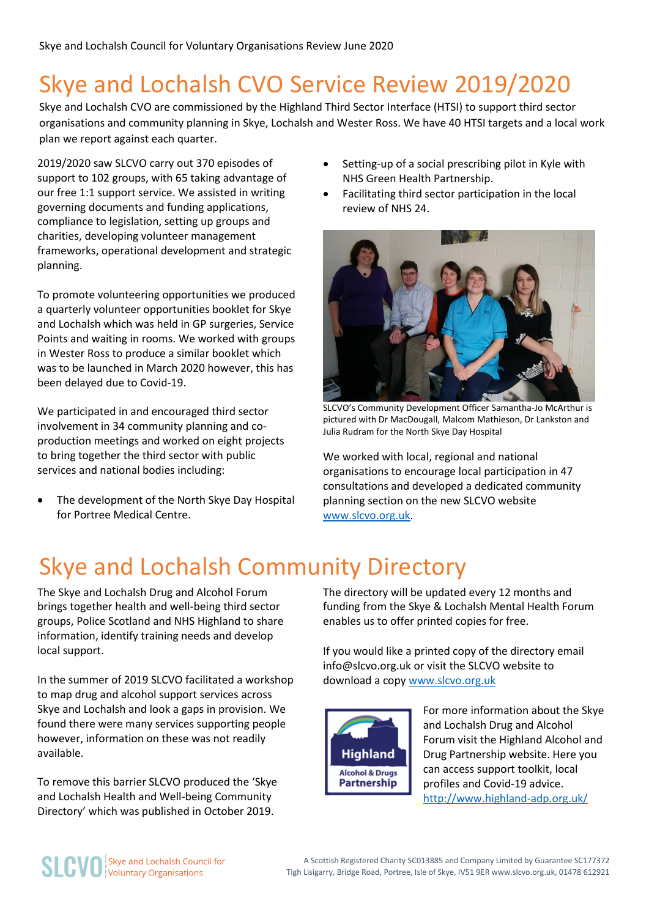# Skye and Lochalsh CVO Service Review 2019/2020

Skye and Lochalsh CVO are commissioned by the Highland Third Sector Interface (HTSI) to support third sector organisations and community planning in Skye, Lochalsh and Wester Ross. We have 40 HTSI targets and a local work plan we report against each quarter.

2019/2020 saw SLCVO carry out 370 episodes of support to 102 groups, with 65 taking advantage of our free 1:1 support service. We assisted in writing governing documents and funding applications, compliance to legislation, setting up groups and charities, developing volunteer management frameworks, operational development and strategic planning.

To promote volunteering opportunities we produced a quarterly volunteer opportunities booklet for Skye and Lochalsh which was held in GP surgeries, Service Points and waiting in rooms. We worked with groups in Wester Ross to produce a similar booklet which was to be launched in March 2020 however, this has been delayed due to Covid-19.

We participated in and encouraged third sector involvement in 34 community planning and co-production meetings and worked on eight projects to bring together the third sector with public services and national bodies including:

- The development of the North Skye Day Hospital for Portree Medical Centre.
- Setting-up of a social prescribing pilot in Kyle with NHS Green Health Partnership.
- Facilitating third sector participation in the local review of NHS 24.

SLCVO's Community Development Officer Samantha-Jo McArthur is pictured with Dr MacDougall, Malcom Mathieson, Dr Lankston and Julia Rudram for the North Skye Day Hospital

We worked with local, regional and national organisations to encourage local participation in 47 consultations and developed a dedicated community planning section on the new SLCVO website www.slcvo.org.uk.

# Skye and Lochalsh Community Directory

The Skye and Lochalsh Drug and Alcohol Forum brings together health and well-being third sector groups, Police Scotland and NHS Highland to share information, identify training needs and develop local support.

In the summer of 2019 SLCVO facilitated a workshop to map drug and alcohol support services across Skye and Lochalsh and look a gaps in provision. We found there were many services supporting people however, information on these was not readily available.

To remove this barrier SLCVO produced the 'Skye and Lochalsh Health and Well-being Community Directory' which was published in October 2019.

The directory will be updated every 12 months and funding from the Skye & Lochalsh Mental Health Forum enables us to offer printed copies for free.

If you would like a printed copy of the directory email info@slcvo.org.uk or visit the SLCVO website to download a copy www.slcvo.org.uk

For more information about the Skye and Lochalsh Drug and Alcohol Forum visit the Highland Alcohol and Drug Partnership website. Here you can access support toolkit, local profiles and Covid-19 advice. http://www.highland-adp.org.uk/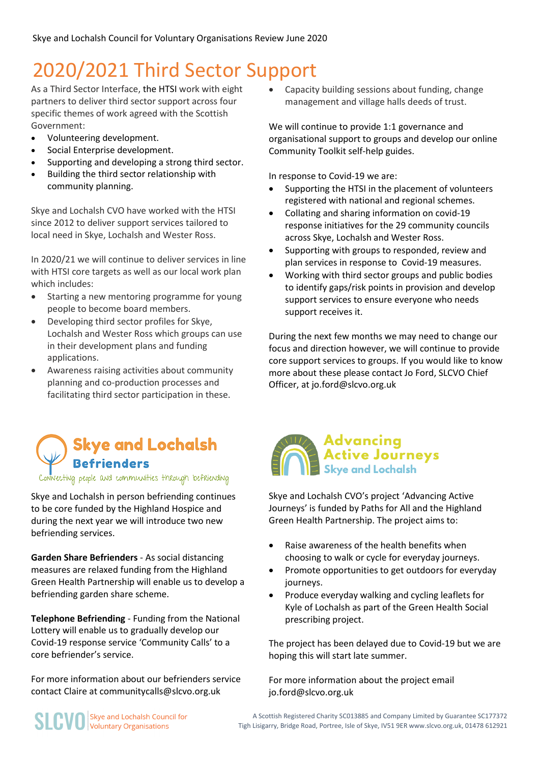# 2020/2021 Third Sector Support

As a Third Sector Interface, the HTSI work with eight partners to deliver third sector support across four specific themes of work agreed with the Scottish Government:

- Volunteering development.
- Social Enterprise development.
- Supporting and developing a strong third sector.
- Building the third sector relationship with community planning.

Skye and Lochalsh CVO have worked with the HTSI since 2012 to deliver support services tailored to local need in Skye, Lochalsh and Wester Ross.

In 2020/21 we will continue to deliver services in line with HTSI core targets as well as our local work plan which includes:

- Starting a new mentoring programme for young people to become board members.
- Developing third sector profiles for Skye, Lochalsh and Wester Ross which groups can use in their development plans and funding applications.
- Awareness raising activities about community planning and co-production processes and facilitating third sector participation in these.
- Capacity building sessions about funding, change management and village halls deeds of trust.

We will continue to provide 1:1 governance and organisational support to groups and develop our online Community Toolkit self-help guides.

In response to Covid-19 we are:

- Supporting the HTSI in the placement of volunteers registered with national and regional schemes.
- Collating and sharing information on covid-19 response initiatives for the 29 community councils across Skye, Lochalsh and Wester Ross.
- Supporting with groups to responded, review and plan services in response to Covid-19 measures.
- Working with third sector groups and public bodies to identify gaps/risk points in provision and develop support services to ensure everyone who needs support receives it.

During the next few months we may need to change our focus and direction however, we will continue to provide core support services to groups. If you would like to know more about these please contact Jo Ford, SLCVO Chief Officer, at jo.ford@slcvo.org.uk

## Skye and Lochalsh Befrienders

Connecting people and communities through befriending

Skye and Lochalsh in person befriending continues to be core funded by the Highland Hospice and during the next year we will introduce two new befriending services.

**Garden Share Befrienders** - As social distancing measures are relaxed funding from the Highland Green Health Partnership will enable us to develop a befriending garden share scheme.

**Telephone Befriending** - Funding from the National Lottery will enable us to gradually develop our Covid-19 response service 'Community Calls' to a core befriender's service.

For more information about our befrienders service contact Claire at communitycalls@slcvo.org.uk

## Advancing Active Journeys Skye and Lochalsh

Skye and Lochalsh CVO's project 'Advancing Active Journeys' is funded by Paths for All and the Highland Green Health Partnership. The project aims to:

- Raise awareness of the health benefits when choosing to walk or cycle for everyday journeys.
- Promote opportunities to get outdoors for everyday journeys.
- Produce everyday walking and cycling leaflets for Kyle of Lochalsh as part of the Green Health Social prescribing project.

The project has been delayed due to Covid-19 but we are hoping this will start late summer.

For more information about the project email jo.ford@slcvo.org.uk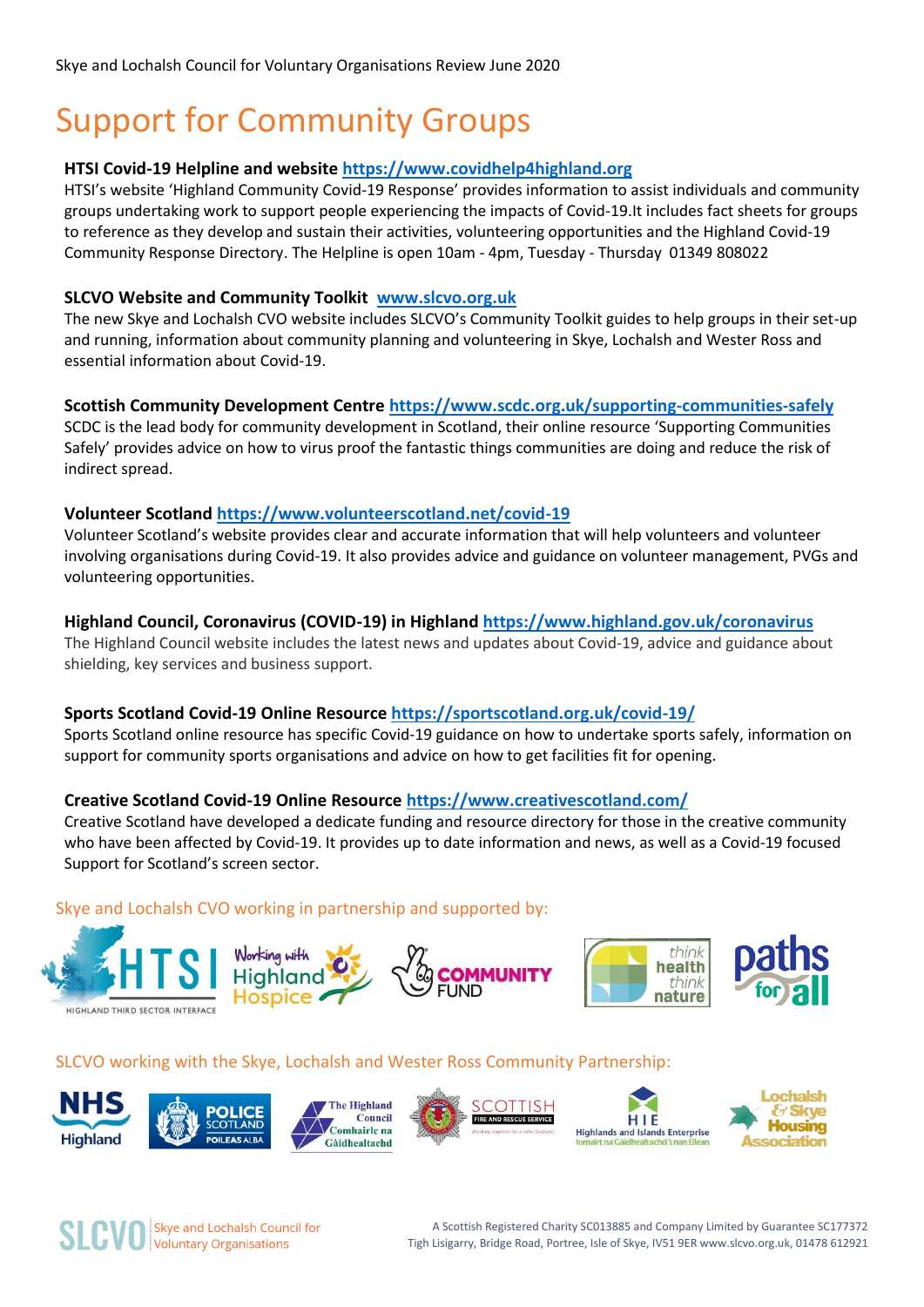# Support for Community Groups

**HTSI Covid-19 Helpline and website** https://www.covidhelp4highland.org
HTSI's website 'Highland Community Covid-19 Response' provides information to assist individuals and community groups undertaking work to support people experiencing the impacts of Covid-19.It includes fact sheets for groups to reference as they develop and sustain their activities, volunteering opportunities and the Highland Covid-19 Community Response Directory. The Helpline is open 10am - 4pm, Tuesday - Thursday 01349 808022

**SLCVO Website and Community Toolkit** www.slcvo.org.uk
The new Skye and Lochalsh CVO website includes SLCVO's Community Toolkit guides to help groups in their set-up and running, information about community planning and volunteering in Skye, Lochalsh and Wester Ross and essential information about Covid-19.

**Scottish Community Development Centre** https://www.scdc.org.uk/supporting-communities-safely
SCDC is the lead body for community development in Scotland, their online resource 'Supporting Communities Safely' provides advice on how to virus proof the fantastic things communities are doing and reduce the risk of indirect spread.

**Volunteer Scotland** https://www.volunteerscotland.net/covid-19
Volunteer Scotland's website provides clear and accurate information that will help volunteers and volunteer involving organisations during Covid-19. It also provides advice and guidance on volunteer management, PVGs and volunteering opportunities.

**Highland Council, Coronavirus (COVID-19) in Highland** https://www.highland.gov.uk/coronavirus
The Highland Council website includes the latest news and updates about Covid-19, advice and guidance about shielding, key services and business support.

**Sports Scotland Covid-19 Online Resource** https://sportscotland.org.uk/covid-19/
Sports Scotland online resource has specific Covid-19 guidance on how to undertake sports safely, information on support for community sports organisations and advice on how to get facilities fit for opening.

**Creative Scotland Covid-19 Online Resource** https://www.creativescotland.com/
Creative Scotland have developed a dedicate funding and resource directory for those in the creative community who have been affected by Covid-19. It provides up to date information and news, as well as a Covid-19 focused Support for Scotland's screen sector.

Skye and Lochalsh CVO working in partnership and supported by:

HTSI Highland Third Sector Interface · Working with Highland Hospice · Community Fund · think health think nature · paths for all

SLCVO working with the Skye, Lochalsh and Wester Ross Community Partnership:

NHS Highland · Police Scotland Poileas Alba · The Highland Council Comhairle na Gàidhealtachd · Scottish Fire and Rescue Service · HIE Highlands and Islands Enterprise Iomairt na Gàidhealtachd 's nan Eilean · Lochalsh & Skye Housing Association

SLCVO Skye and Lochalsh Council for Voluntary Organisations

A Scottish Registered Charity SC013885 and Company Limited by Guarantee SC177372
Tigh Lisigarry, Bridge Road, Portree, Isle of Skye, IV51 9ER www.slcvo.org.uk, 01478 612921